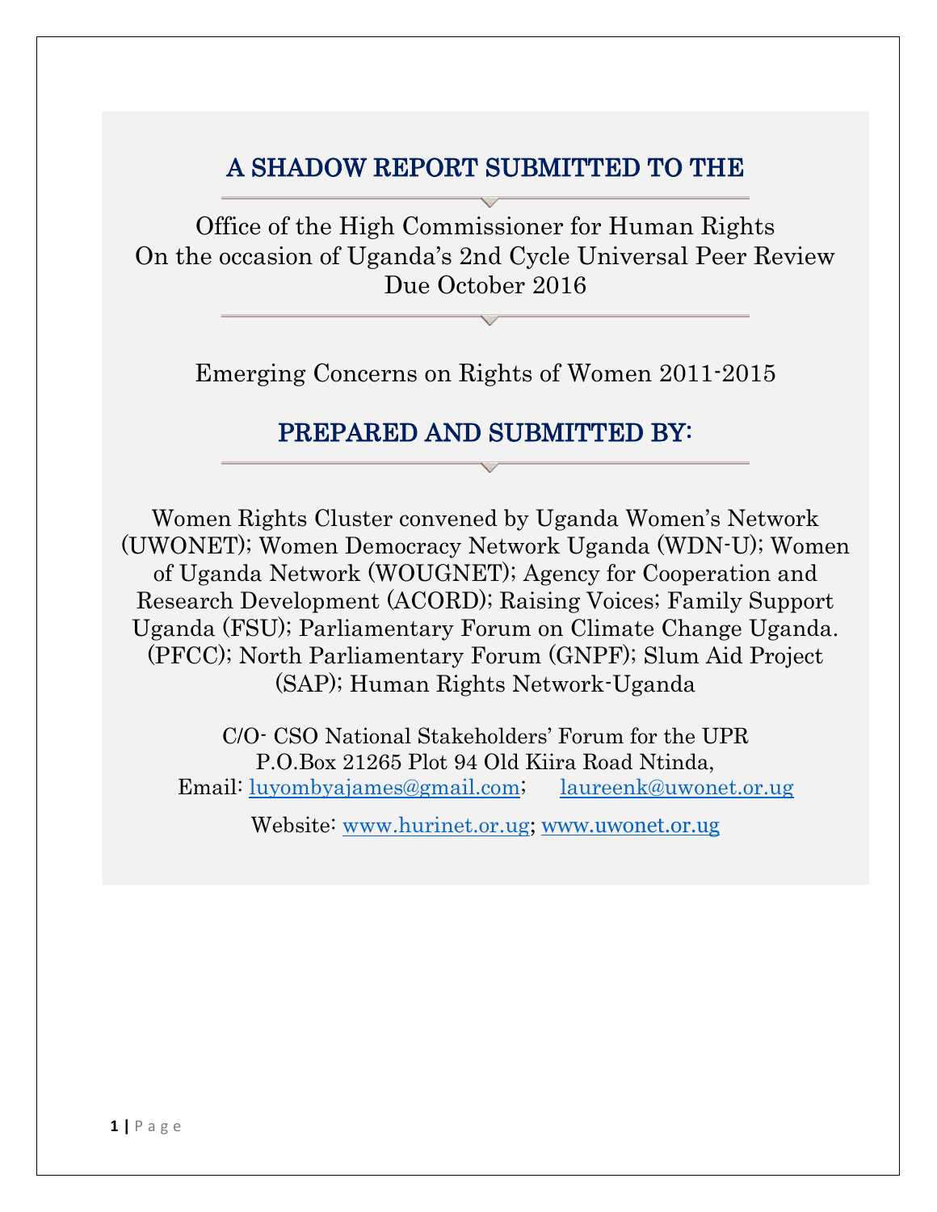## A SHADOW REPORT SUBMITTED TO THE

Office of the High Commissioner for Human Rights
On the occasion of Uganda's 2nd Cycle Universal Peer Review
Due October 2016

Emerging Concerns on Rights of Women 2011-2015

## PREPARED AND SUBMITTED BY:

Women Rights Cluster convened by Uganda Women's Network (UWONET); Women Democracy Network Uganda (WDN-U); Women of Uganda Network (WOUGNET); Agency for Cooperation and Research Development (ACORD); Raising Voices; Family Support Uganda (FSU); Parliamentary Forum on Climate Change Uganda. (PFCC); North Parliamentary Forum (GNPF); Slum Aid Project (SAP); Human Rights Network-Uganda

C/O- CSO National Stakeholders' Forum for the UPR
P.O.Box 21265 Plot 94 Old Kiira Road Ntinda,
Email: luyombyajames@gmail.com; laureenk@uwonet.or.ug

Website: www.hurinet.or.ug; www.uwonet.or.ug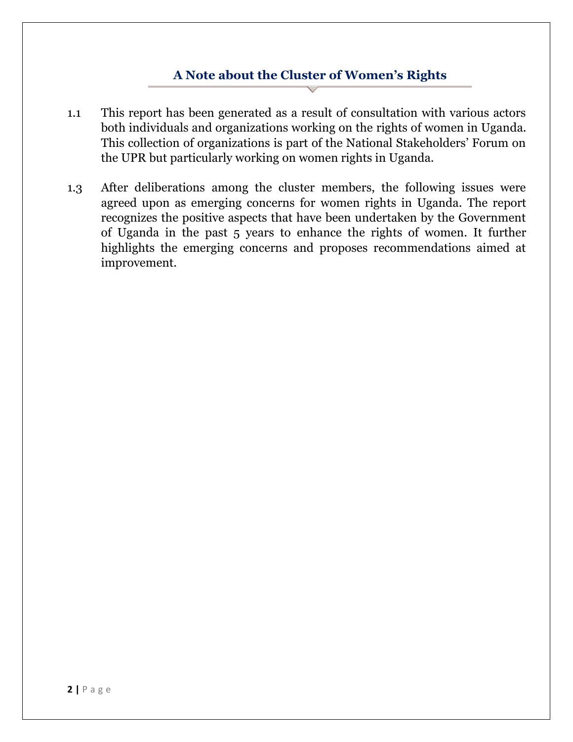## A Note about the Cluster of Women's Rights

1.1 This report has been generated as a result of consultation with various actors both individuals and organizations working on the rights of women in Uganda. This collection of organizations is part of the National Stakeholders' Forum on the UPR but particularly working on women rights in Uganda.

1.3 After deliberations among the cluster members, the following issues were agreed upon as emerging concerns for women rights in Uganda. The report recognizes the positive aspects that have been undertaken by the Government of Uganda in the past 5 years to enhance the rights of women. It further highlights the emerging concerns and proposes recommendations aimed at improvement.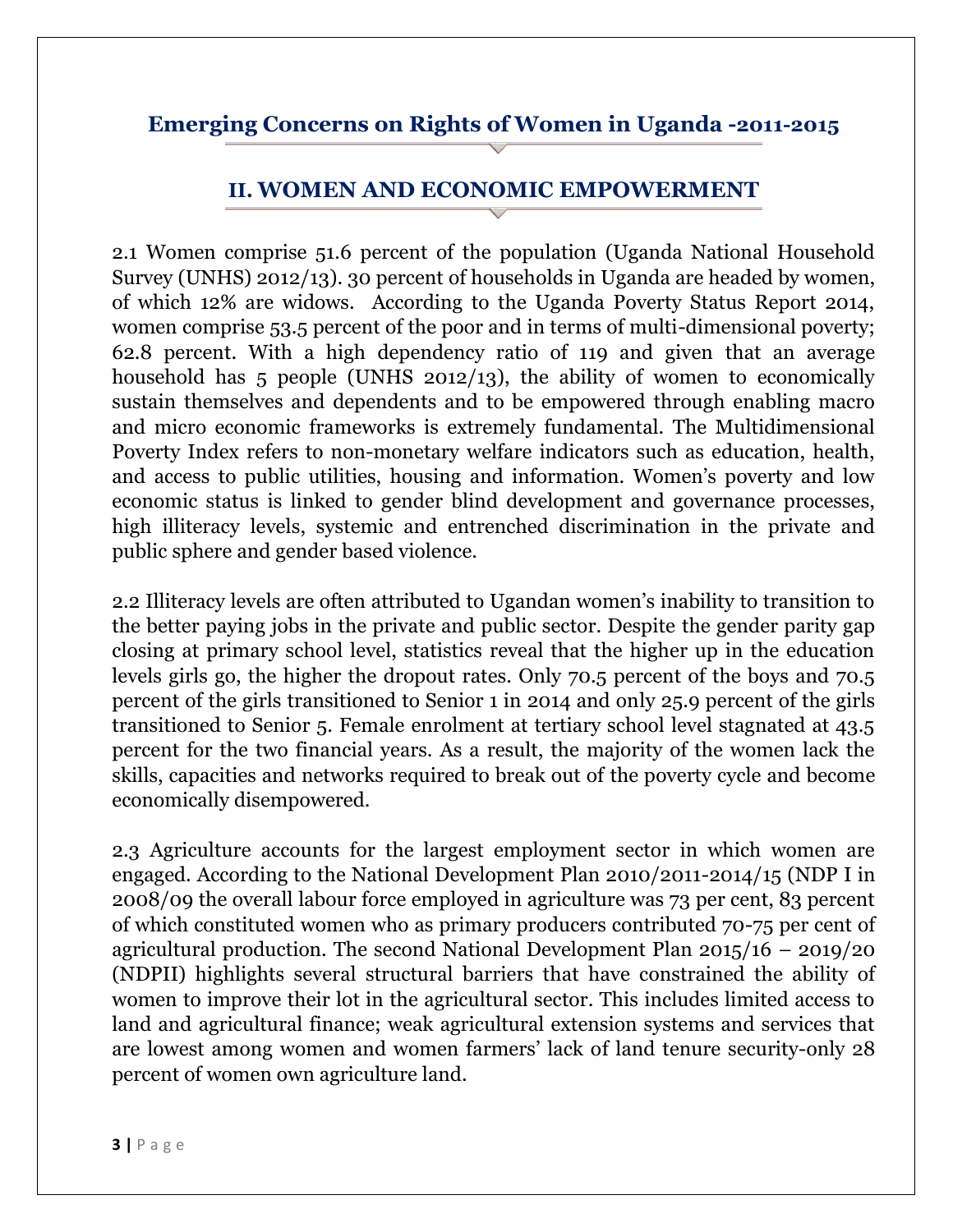# Emerging Concerns on Rights of Women in Uganda -2011-2015

## II. WOMEN AND ECONOMIC EMPOWERMENT

2.1 Women comprise 51.6 percent of the population (Uganda National Household Survey (UNHS) 2012/13). 30 percent of households in Uganda are headed by women, of which 12% are widows. According to the Uganda Poverty Status Report 2014, women comprise 53.5 percent of the poor and in terms of multi-dimensional poverty; 62.8 percent. With a high dependency ratio of 119 and given that an average household has 5 people (UNHS 2012/13), the ability of women to economically sustain themselves and dependents and to be empowered through enabling macro and micro economic frameworks is extremely fundamental. The Multidimensional Poverty Index refers to non-monetary welfare indicators such as education, health, and access to public utilities, housing and information. Women's poverty and low economic status is linked to gender blind development and governance processes, high illiteracy levels, systemic and entrenched discrimination in the private and public sphere and gender based violence.

2.2 Illiteracy levels are often attributed to Ugandan women's inability to transition to the better paying jobs in the private and public sector. Despite the gender parity gap closing at primary school level, statistics reveal that the higher up in the education levels girls go, the higher the dropout rates. Only 70.5 percent of the boys and 70.5 percent of the girls transitioned to Senior 1 in 2014 and only 25.9 percent of the girls transitioned to Senior 5. Female enrolment at tertiary school level stagnated at 43.5 percent for the two financial years. As a result, the majority of the women lack the skills, capacities and networks required to break out of the poverty cycle and become economically disempowered.

2.3 Agriculture accounts for the largest employment sector in which women are engaged. According to the National Development Plan 2010/2011-2014/15 (NDP I in 2008/09 the overall labour force employed in agriculture was 73 per cent, 83 percent of which constituted women who as primary producers contributed 70-75 per cent of agricultural production. The second National Development Plan 2015/16 – 2019/20 (NDPII) highlights several structural barriers that have constrained the ability of women to improve their lot in the agricultural sector. This includes limited access to land and agricultural finance; weak agricultural extension systems and services that are lowest among women and women farmers' lack of land tenure security-only 28 percent of women own agriculture land.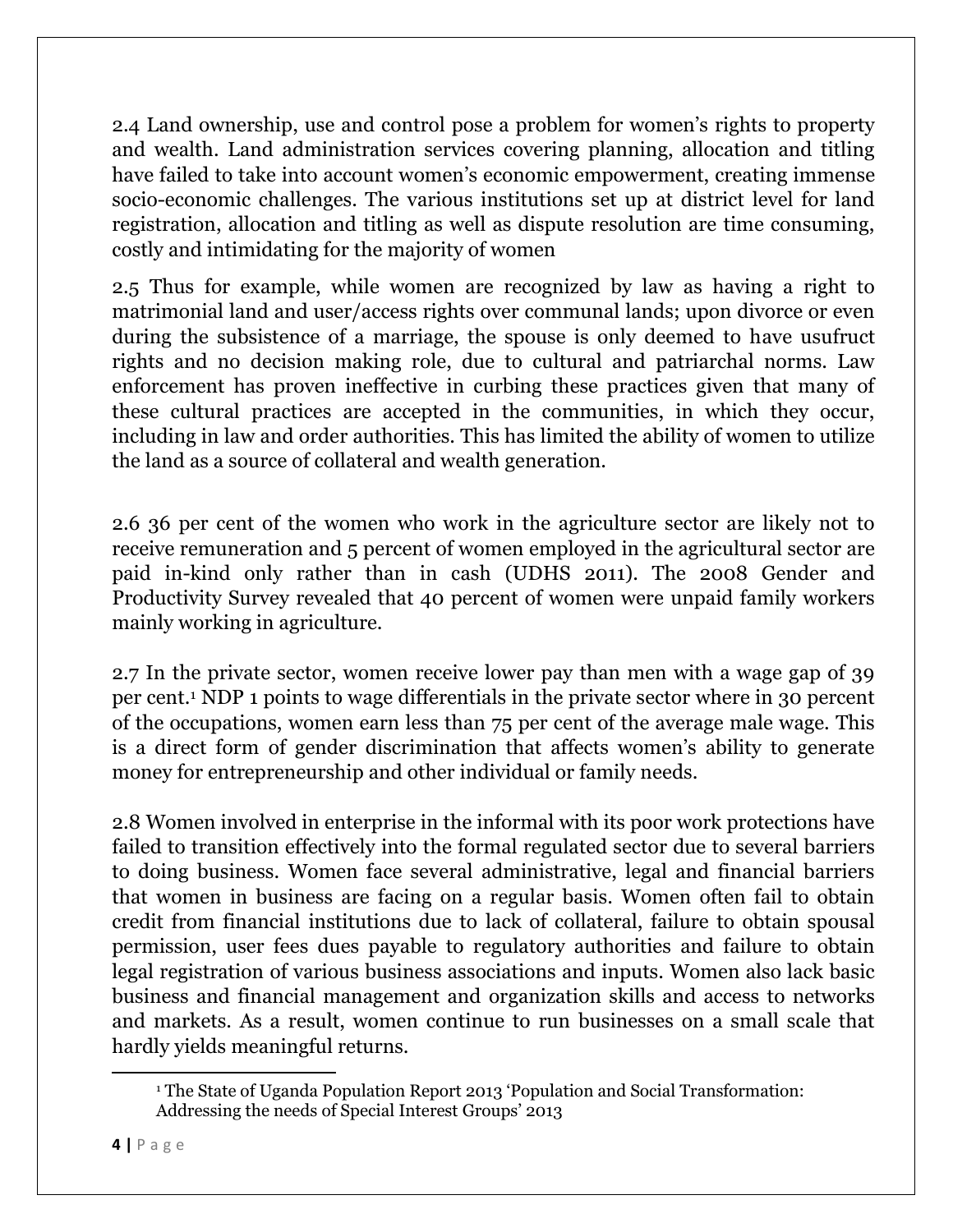2.4 Land ownership, use and control pose a problem for women's rights to property and wealth. Land administration services covering planning, allocation and titling have failed to take into account women's economic empowerment, creating immense socio-economic challenges. The various institutions set up at district level for land registration, allocation and titling as well as dispute resolution are time consuming, costly and intimidating for the majority of women

2.5 Thus for example, while women are recognized by law as having a right to matrimonial land and user/access rights over communal lands; upon divorce or even during the subsistence of a marriage, the spouse is only deemed to have usufruct rights and no decision making role, due to cultural and patriarchal norms. Law enforcement has proven ineffective in curbing these practices given that many of these cultural practices are accepted in the communities, in which they occur, including in law and order authorities. This has limited the ability of women to utilize the land as a source of collateral and wealth generation.

2.6 36 per cent of the women who work in the agriculture sector are likely not to receive remuneration and 5 percent of women employed in the agricultural sector are paid in-kind only rather than in cash (UDHS 2011). The 2008 Gender and Productivity Survey revealed that 40 percent of women were unpaid family workers mainly working in agriculture.

2.7 In the private sector, women receive lower pay than men with a wage gap of 39 per cent.[1] NDP 1 points to wage differentials in the private sector where in 30 percent of the occupations, women earn less than 75 per cent of the average male wage. This is a direct form of gender discrimination that affects women's ability to generate money for entrepreneurship and other individual or family needs.

2.8 Women involved in enterprise in the informal with its poor work protections have failed to transition effectively into the formal regulated sector due to several barriers to doing business. Women face several administrative, legal and financial barriers that women in business are facing on a regular basis. Women often fail to obtain credit from financial institutions due to lack of collateral, failure to obtain spousal permission, user fees dues payable to regulatory authorities and failure to obtain legal registration of various business associations and inputs. Women also lack basic business and financial management and organization skills and access to networks and markets. As a result, women continue to run businesses on a small scale that hardly yields meaningful returns.

[1] The State of Uganda Population Report 2013 'Population and Social Transformation: Addressing the needs of Special Interest Groups' 2013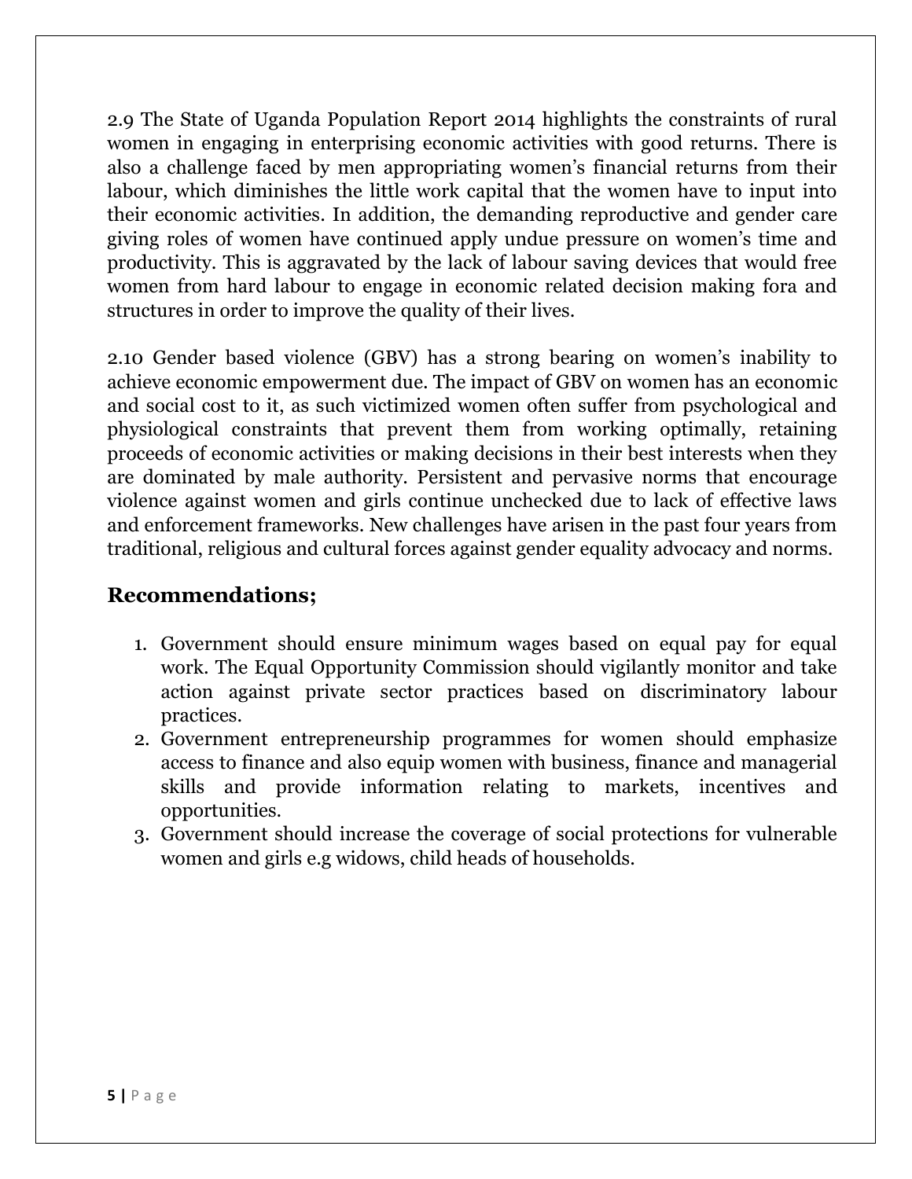2.9 The State of Uganda Population Report 2014 highlights the constraints of rural women in engaging in enterprising economic activities with good returns. There is also a challenge faced by men appropriating women's financial returns from their labour, which diminishes the little work capital that the women have to input into their economic activities. In addition, the demanding reproductive and gender care giving roles of women have continued apply undue pressure on women's time and productivity. This is aggravated by the lack of labour saving devices that would free women from hard labour to engage in economic related decision making fora and structures in order to improve the quality of their lives.

2.10 Gender based violence (GBV) has a strong bearing on women's inability to achieve economic empowerment due. The impact of GBV on women has an economic and social cost to it, as such victimized women often suffer from psychological and physiological constraints that prevent them from working optimally, retaining proceeds of economic activities or making decisions in their best interests when they are dominated by male authority. Persistent and pervasive norms that encourage violence against women and girls continue unchecked due to lack of effective laws and enforcement frameworks. New challenges have arisen in the past four years from traditional, religious and cultural forces against gender equality advocacy and norms.

## Recommendations;

1. Government should ensure minimum wages based on equal pay for equal work. The Equal Opportunity Commission should vigilantly monitor and take action against private sector practices based on discriminatory labour practices.
2. Government entrepreneurship programmes for women should emphasize access to finance and also equip women with business, finance and managerial skills and provide information relating to markets, incentives and opportunities.
3. Government should increase the coverage of social protections for vulnerable women and girls e.g widows, child heads of households.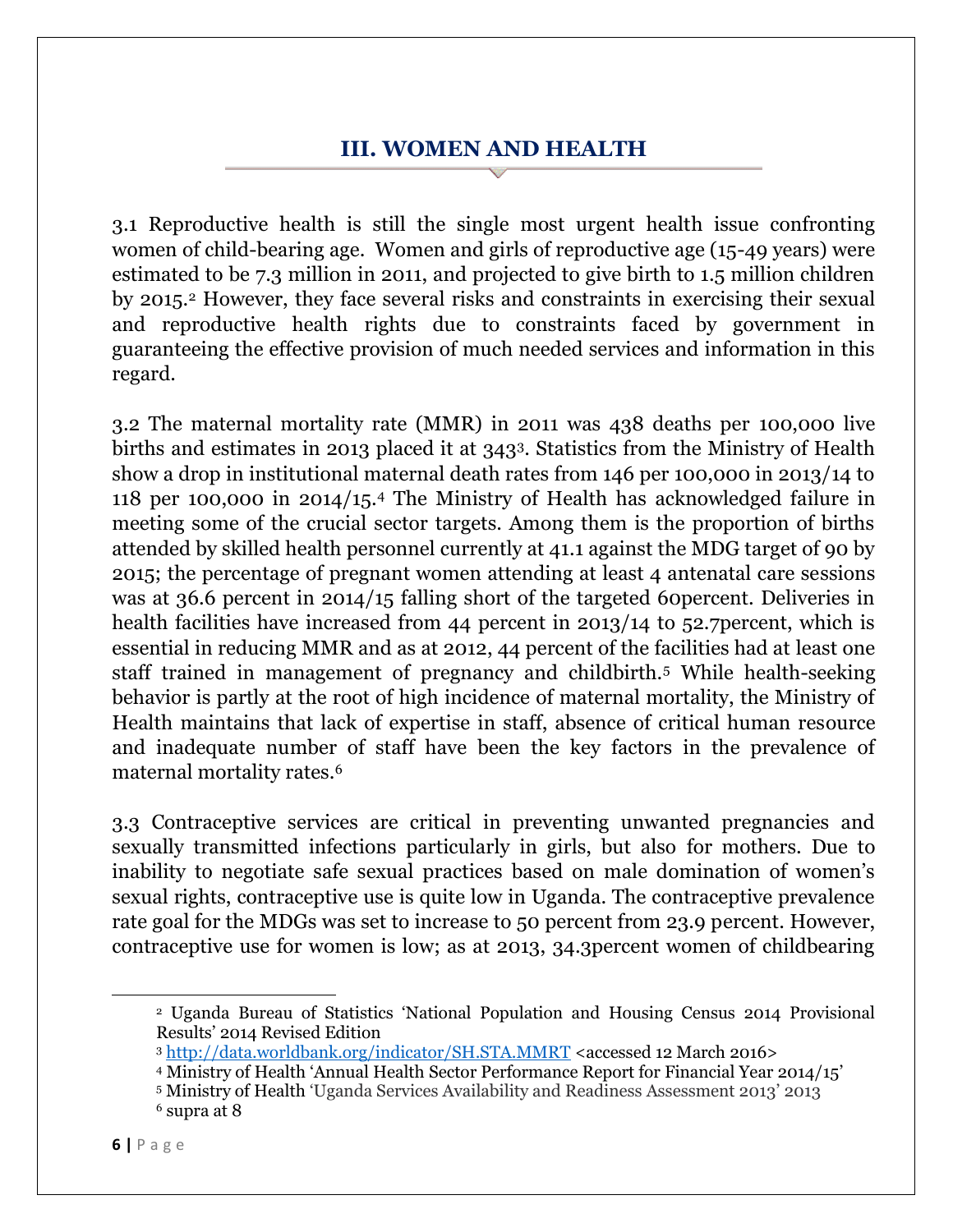# III. WOMEN AND HEALTH

3.1 Reproductive health is still the single most urgent health issue confronting women of child-bearing age. Women and girls of reproductive age (15-49 years) were estimated to be 7.3 million in 2011, and projected to give birth to 1.5 million children by 2015.[2] However, they face several risks and constraints in exercising their sexual and reproductive health rights due to constraints faced by government in guaranteeing the effective provision of much needed services and information in this regard.

3.2 The maternal mortality rate (MMR) in 2011 was 438 deaths per 100,000 live births and estimates in 2013 placed it at 343[3]. Statistics from the Ministry of Health show a drop in institutional maternal death rates from 146 per 100,000 in 2013/14 to 118 per 100,000 in 2014/15.[4] The Ministry of Health has acknowledged failure in meeting some of the crucial sector targets. Among them is the proportion of births attended by skilled health personnel currently at 41.1 against the MDG target of 90 by 2015; the percentage of pregnant women attending at least 4 antenatal care sessions was at 36.6 percent in 2014/15 falling short of the targeted 60percent. Deliveries in health facilities have increased from 44 percent in 2013/14 to 52.7percent, which is essential in reducing MMR and as at 2012, 44 percent of the facilities had at least one staff trained in management of pregnancy and childbirth.[5] While health-seeking behavior is partly at the root of high incidence of maternal mortality, the Ministry of Health maintains that lack of expertise in staff, absence of critical human resource and inadequate number of staff have been the key factors in the prevalence of maternal mortality rates.[6]

3.3 Contraceptive services are critical in preventing unwanted pregnancies and sexually transmitted infections particularly in girls, but also for mothers. Due to inability to negotiate safe sexual practices based on male domination of women's sexual rights, contraceptive use is quite low in Uganda. The contraceptive prevalence rate goal for the MDGs was set to increase to 50 percent from 23.9 percent. However, contraceptive use for women is low; as at 2013, 34.3percent women of childbearing

---

[2] Uganda Bureau of Statistics 'National Population and Housing Census 2014 Provisional Results' 2014 Revised Edition

[3] http://data.worldbank.org/indicator/SH.STA.MMRT <accessed 12 March 2016>

[4] Ministry of Health 'Annual Health Sector Performance Report for Financial Year 2014/15'

[5] Ministry of Health 'Uganda Services Availability and Readiness Assessment 2013' 2013

[6] supra at 8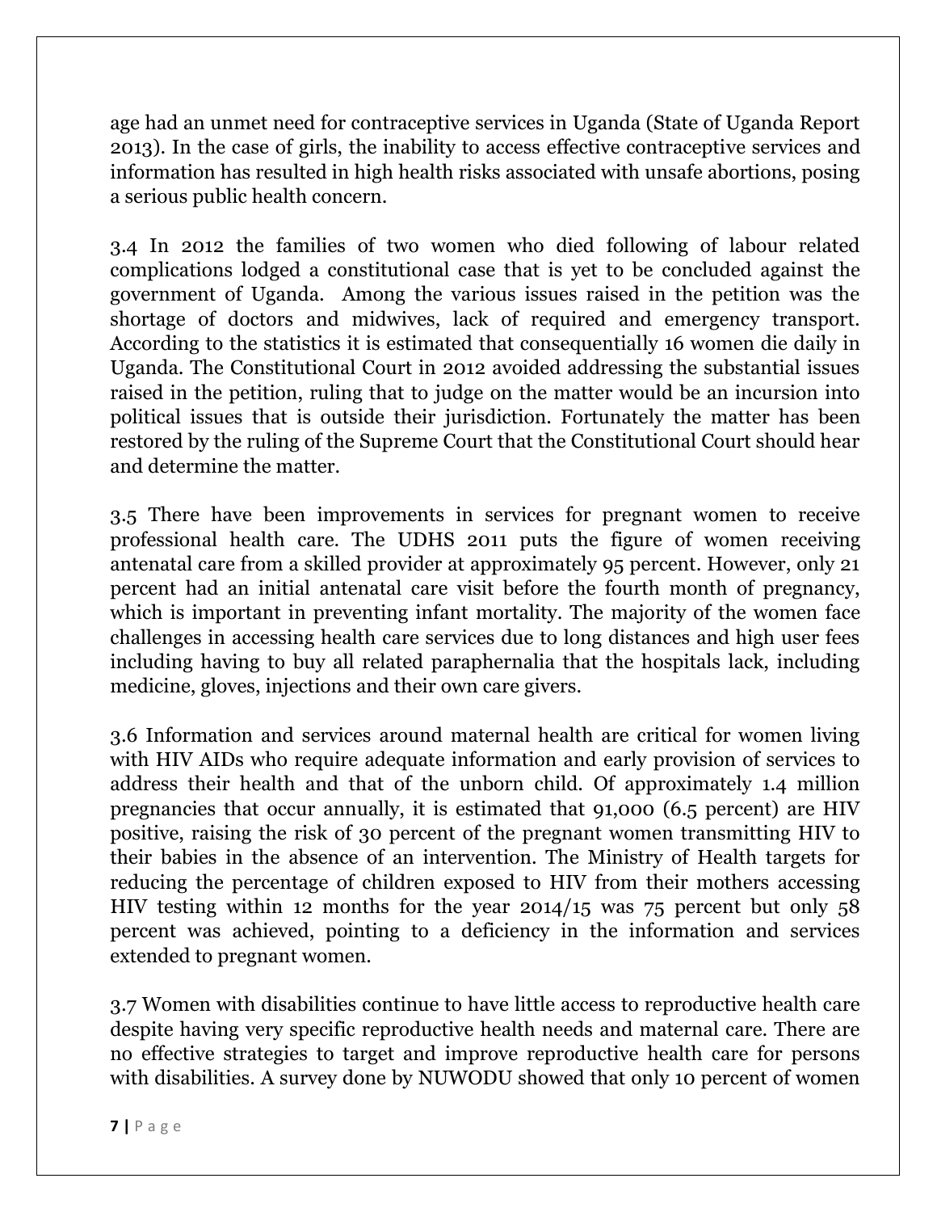age had an unmet need for contraceptive services in Uganda (State of Uganda Report 2013). In the case of girls, the inability to access effective contraceptive services and information has resulted in high health risks associated with unsafe abortions, posing a serious public health concern.

3.4 In 2012 the families of two women who died following of labour related complications lodged a constitutional case that is yet to be concluded against the government of Uganda. Among the various issues raised in the petition was the shortage of doctors and midwives, lack of required and emergency transport. According to the statistics it is estimated that consequentially 16 women die daily in Uganda. The Constitutional Court in 2012 avoided addressing the substantial issues raised in the petition, ruling that to judge on the matter would be an incursion into political issues that is outside their jurisdiction. Fortunately the matter has been restored by the ruling of the Supreme Court that the Constitutional Court should hear and determine the matter.

3.5 There have been improvements in services for pregnant women to receive professional health care. The UDHS 2011 puts the figure of women receiving antenatal care from a skilled provider at approximately 95 percent. However, only 21 percent had an initial antenatal care visit before the fourth month of pregnancy, which is important in preventing infant mortality. The majority of the women face challenges in accessing health care services due to long distances and high user fees including having to buy all related paraphernalia that the hospitals lack, including medicine, gloves, injections and their own care givers.

3.6 Information and services around maternal health are critical for women living with HIV AIDs who require adequate information and early provision of services to address their health and that of the unborn child. Of approximately 1.4 million pregnancies that occur annually, it is estimated that 91,000 (6.5 percent) are HIV positive, raising the risk of 30 percent of the pregnant women transmitting HIV to their babies in the absence of an intervention. The Ministry of Health targets for reducing the percentage of children exposed to HIV from their mothers accessing HIV testing within 12 months for the year 2014/15 was 75 percent but only 58 percent was achieved, pointing to a deficiency in the information and services extended to pregnant women.

3.7 Women with disabilities continue to have little access to reproductive health care despite having very specific reproductive health needs and maternal care. There are no effective strategies to target and improve reproductive health care for persons with disabilities. A survey done by NUWODU showed that only 10 percent of women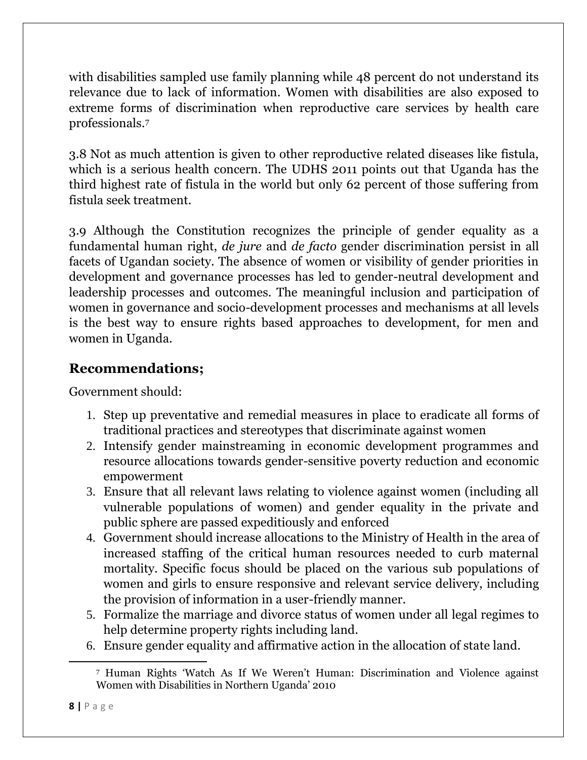with disabilities sampled use family planning while 48 percent do not understand its relevance due to lack of information. Women with disabilities are also exposed to extreme forms of discrimination when reproductive care services by health care professionals.[7]

3.8 Not as much attention is given to other reproductive related diseases like fistula, which is a serious health concern. The UDHS 2011 points out that Uganda has the third highest rate of fistula in the world but only 62 percent of those suffering from fistula seek treatment.

3.9 Although the Constitution recognizes the principle of gender equality as a fundamental human right, *de jure* and *de facto* gender discrimination persist in all facets of Ugandan society. The absence of women or visibility of gender priorities in development and governance processes has led to gender-neutral development and leadership processes and outcomes. The meaningful inclusion and participation of women in governance and socio-development processes and mechanisms at all levels is the best way to ensure rights based approaches to development, for men and women in Uganda.

## Recommendations;

Government should:

1. Step up preventative and remedial measures in place to eradicate all forms of traditional practices and stereotypes that discriminate against women
2. Intensify gender mainstreaming in economic development programmes and resource allocations towards gender-sensitive poverty reduction and economic empowerment
3. Ensure that all relevant laws relating to violence against women (including all vulnerable populations of women) and gender equality in the private and public sphere are passed expeditiously and enforced
4. Government should increase allocations to the Ministry of Health in the area of increased staffing of the critical human resources needed to curb maternal mortality. Specific focus should be placed on the various sub populations of women and girls to ensure responsive and relevant service delivery, including the provision of information in a user-friendly manner.
5. Formalize the marriage and divorce status of women under all legal regimes to help determine property rights including land.
6. Ensure gender equality and affirmative action in the allocation of state land.

---

[7] Human Rights 'Watch As If We Weren't Human: Discrimination and Violence against Women with Disabilities in Northern Uganda' 2010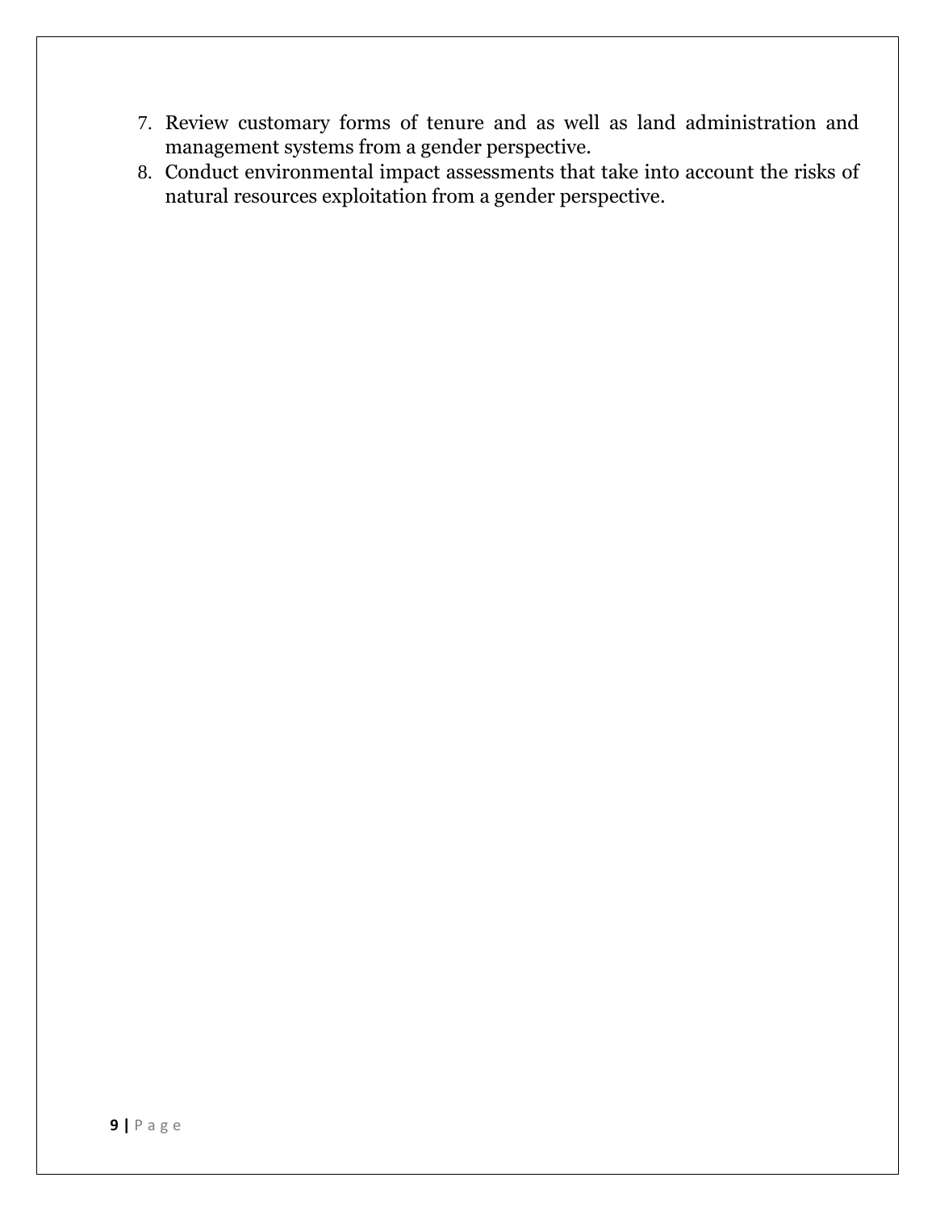7. Review customary forms of tenure and as well as land administration and management systems from a gender perspective.
8. Conduct environmental impact assessments that take into account the risks of natural resources exploitation from a gender perspective.